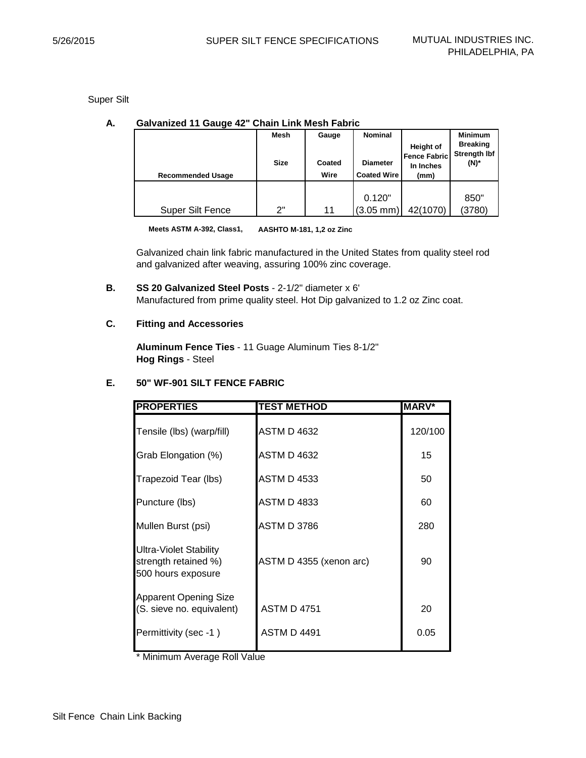Super Silt

**A. Galvanized 11 Gauge 42" Chain Link Mesh Fabric**

| Recommended Usage | Mesh Size | Gauge Coated Wire | Nominal Diameter Coated Wire | Height of Fence Fabric In Inches (mm) | Minimum Breaking Strength lbf (N)* |
|---|---|---|---|---|---|
| Super Silt Fence | 2" | 11 | 0.120" (3.05 mm) | 42(1070) | 850" (3780) |

**Meets ASTM A-392, Class1, AASHTO M-181, 1,2 oz Zinc**

Galvanized chain link fabric manufactured in the United States from quality steel rod and galvanized after weaving, assuring 100% zinc coverage.

**B. SS 20 Galvanized Steel Posts** - 2-1/2" diameter x 6'
Manufactured from prime quality steel. Hot Dip galvanized to 1.2 oz Zinc coat.

**C. Fitting and Accessories**

**Aluminum Fence Ties** - 11 Guage Aluminum Ties 8-1/2"
**Hog Rings** - Steel

**E. 50" WF-901 SILT FENCE FABRIC**

| PROPERTIES | TEST METHOD | MARV* |
|---|---|---|
| Tensile (lbs) (warp/fill) | ASTM D 4632 | 120/100 |
| Grab Elongation (%) | ASTM D 4632 | 15 |
| Trapezoid Tear (lbs) | ASTM D 4533 | 50 |
| Puncture (lbs) | ASTM D 4833 | 60 |
| Mullen Burst (psi) | ASTM D 3786 | 280 |
| Ultra-Violet Stability strength retained %) 500 hours exposure | ASTM D 4355 (xenon arc) | 90 |
| Apparent Opening Size (S. sieve no. equivalent) | ASTM D 4751 | 20 |
| Permittivity (sec -1 ) | ASTM D 4491 | 0.05 |

\* Minimum Average Roll Value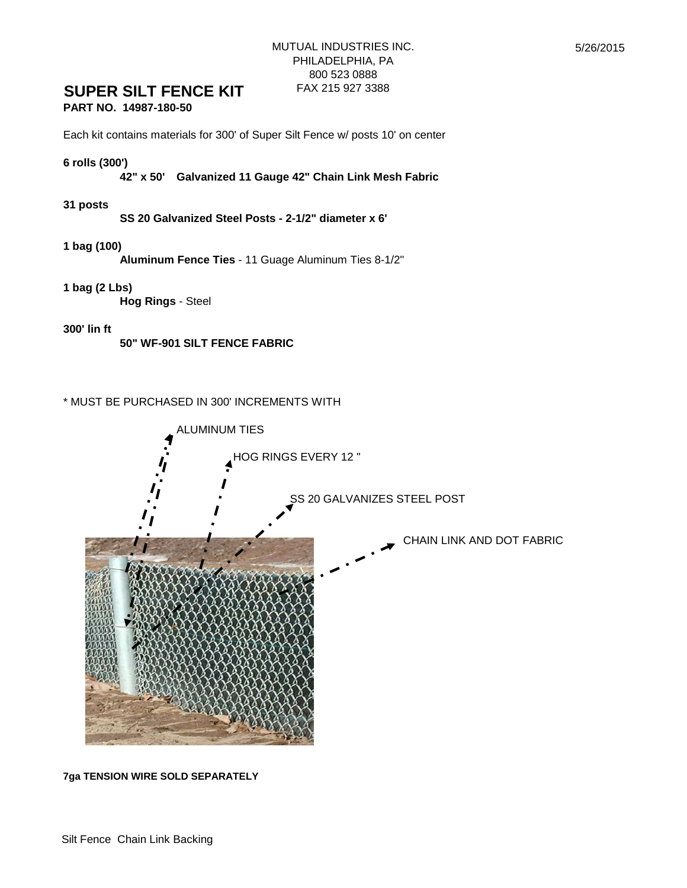MUTUAL INDUSTRIES INC.
PHILADELPHIA, PA
800 523 0888
FAX 215 927 3388

5/26/2015

# SUPER SILT FENCE KIT

**PART NO. 14987-180-50**

Each kit contains materials for 300' of Super Silt Fence w/ posts 10' on center

**6 rolls (300')**

**42" x 50' Galvanized 11 Gauge 42" Chain Link Mesh Fabric**

**31 posts**

**SS 20 Galvanized Steel Posts - 2-1/2" diameter x 6'**

**1 bag (100)**

**Aluminum Fence Ties** - 11 Guage Aluminum Ties 8-1/2"

**1 bag (2 Lbs)**

**Hog Rings** - Steel

**300' lin ft**

**50" WF-901 SILT FENCE FABRIC**

\* MUST BE PURCHASED IN 300' INCREMENTS WITH

ALUMINUM TIES

HOG RINGS EVERY 12 "

SS 20 GALVANIZES STEEL POST

CHAIN LINK AND DOT FABRIC

**7ga TENSION WIRE SOLD SEPARATELY**

Silt Fence Chain Link Backing